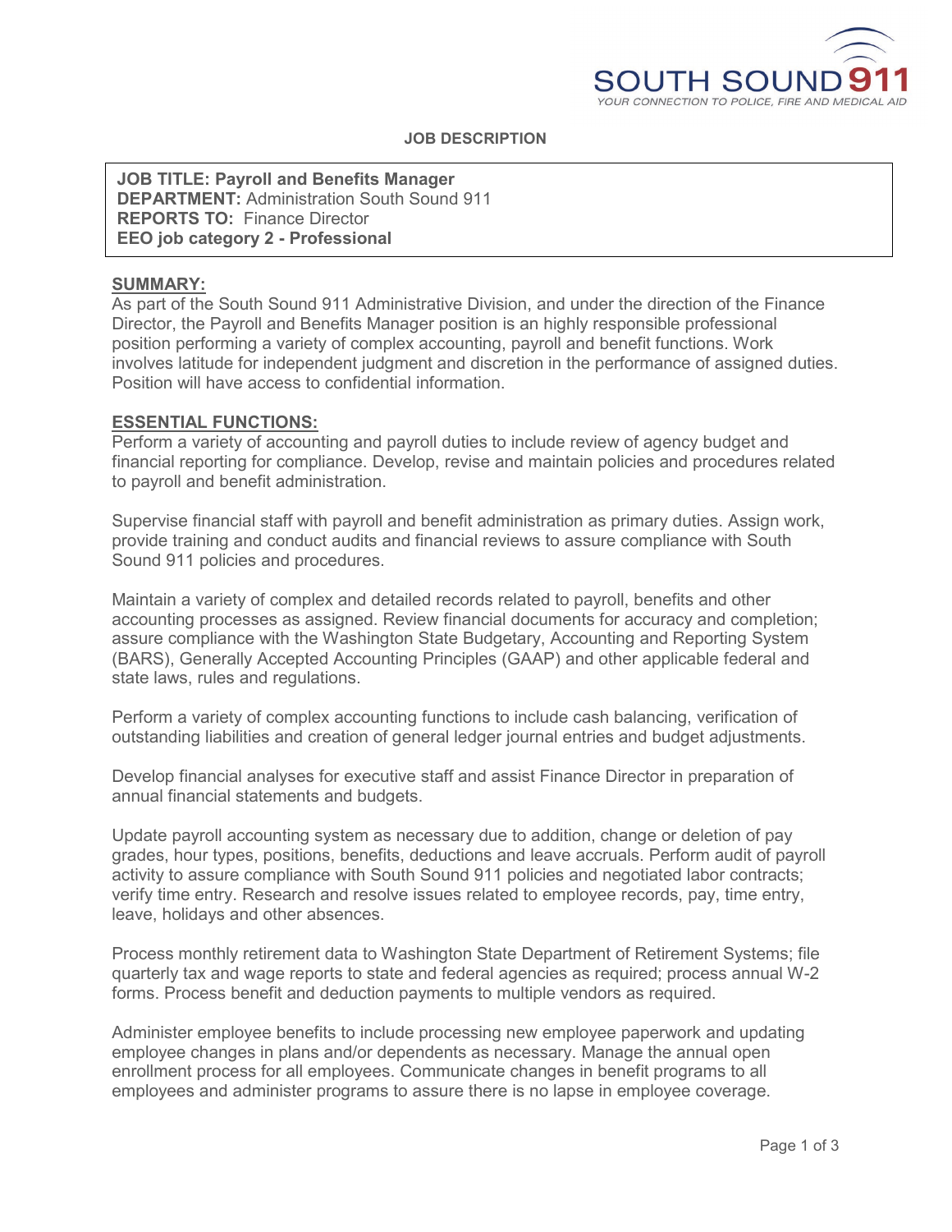SOUTH SOUND 911
YOUR CONNECTION TO POLICE, FIRE AND MEDICAL AID

**JOB DESCRIPTION**

**JOB TITLE: Payroll and Benefits Manager**
**DEPARTMENT:** Administration South Sound 911
**REPORTS TO:** Finance Director
**EEO job category 2 - Professional**

## SUMMARY:

As part of the South Sound 911 Administrative Division, and under the direction of the Finance Director, the Payroll and Benefits Manager position is an highly responsible professional position performing a variety of complex accounting, payroll and benefit functions. Work involves latitude for independent judgment and discretion in the performance of assigned duties. Position will have access to confidential information.

## ESSENTIAL FUNCTIONS:

Perform a variety of accounting and payroll duties to include review of agency budget and financial reporting for compliance. Develop, revise and maintain policies and procedures related to payroll and benefit administration.

Supervise financial staff with payroll and benefit administration as primary duties. Assign work, provide training and conduct audits and financial reviews to assure compliance with South Sound 911 policies and procedures.

Maintain a variety of complex and detailed records related to payroll, benefits and other accounting processes as assigned. Review financial documents for accuracy and completion; assure compliance with the Washington State Budgetary, Accounting and Reporting System (BARS), Generally Accepted Accounting Principles (GAAP) and other applicable federal and state laws, rules and regulations.

Perform a variety of complex accounting functions to include cash balancing, verification of outstanding liabilities and creation of general ledger journal entries and budget adjustments.

Develop financial analyses for executive staff and assist Finance Director in preparation of annual financial statements and budgets.

Update payroll accounting system as necessary due to addition, change or deletion of pay grades, hour types, positions, benefits, deductions and leave accruals. Perform audit of payroll activity to assure compliance with South Sound 911 policies and negotiated labor contracts; verify time entry. Research and resolve issues related to employee records, pay, time entry, leave, holidays and other absences.

Process monthly retirement data to Washington State Department of Retirement Systems; file quarterly tax and wage reports to state and federal agencies as required; process annual W-2 forms. Process benefit and deduction payments to multiple vendors as required.

Administer employee benefits to include processing new employee paperwork and updating employee changes in plans and/or dependents as necessary. Manage the annual open enrollment process for all employees. Communicate changes in benefit programs to all employees and administer programs to assure there is no lapse in employee coverage.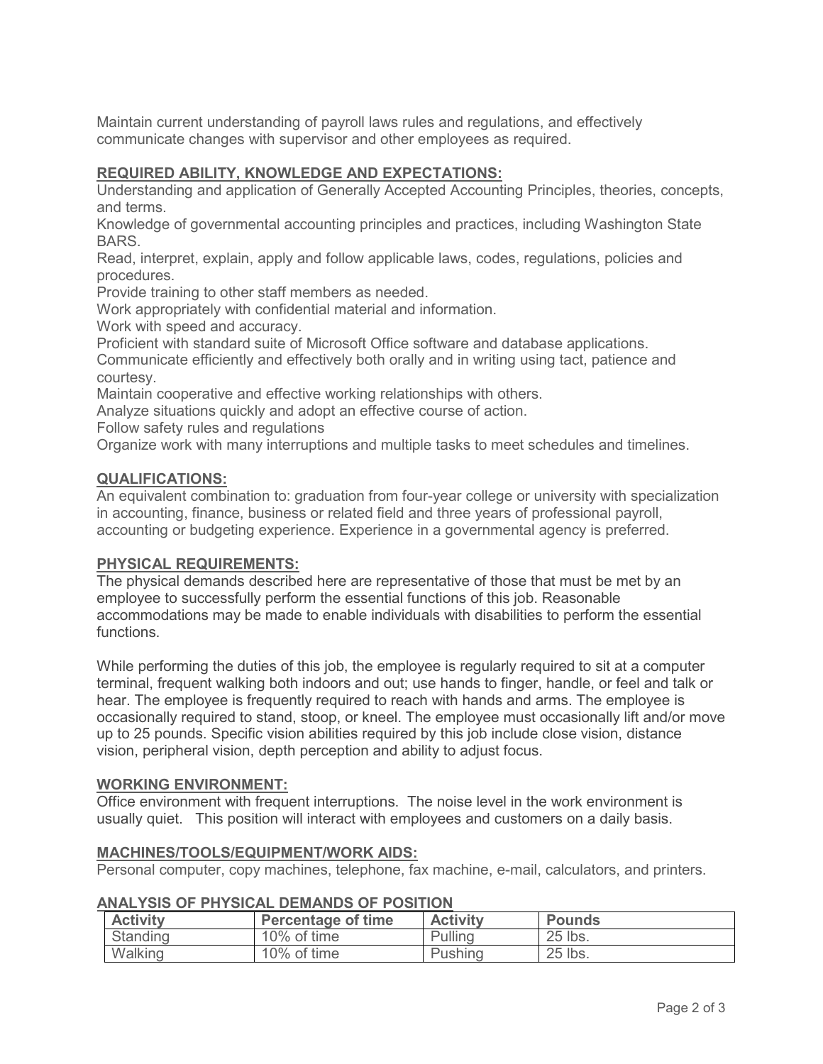Maintain current understanding of payroll laws rules and regulations, and effectively communicate changes with supervisor and other employees as required.

## REQUIRED ABILITY, KNOWLEDGE AND EXPECTATIONS:

Understanding and application of Generally Accepted Accounting Principles, theories, concepts, and terms.
Knowledge of governmental accounting principles and practices, including Washington State BARS.
Read, interpret, explain, apply and follow applicable laws, codes, regulations, policies and procedures.
Provide training to other staff members as needed.
Work appropriately with confidential material and information.
Work with speed and accuracy.
Proficient with standard suite of Microsoft Office software and database applications.
Communicate efficiently and effectively both orally and in writing using tact, patience and courtesy.
Maintain cooperative and effective working relationships with others.
Analyze situations quickly and adopt an effective course of action.
Follow safety rules and regulations
Organize work with many interruptions and multiple tasks to meet schedules and timelines.

## QUALIFICATIONS:

An equivalent combination to: graduation from four-year college or university with specialization in accounting, finance, business or related field and three years of professional payroll, accounting or budgeting experience. Experience in a governmental agency is preferred.

## PHYSICAL REQUIREMENTS:

The physical demands described here are representative of those that must be met by an employee to successfully perform the essential functions of this job. Reasonable accommodations may be made to enable individuals with disabilities to perform the essential functions.

While performing the duties of this job, the employee is regularly required to sit at a computer terminal, frequent walking both indoors and out; use hands to finger, handle, or feel and talk or hear. The employee is frequently required to reach with hands and arms. The employee is occasionally required to stand, stoop, or kneel. The employee must occasionally lift and/or move up to 25 pounds. Specific vision abilities required by this job include close vision, distance vision, peripheral vision, depth perception and ability to adjust focus.

## WORKING ENVIRONMENT:

Office environment with frequent interruptions. The noise level in the work environment is usually quiet. This position will interact with employees and customers on a daily basis.

## MACHINES/TOOLS/EQUIPMENT/WORK AIDS:

Personal computer, copy machines, telephone, fax machine, e-mail, calculators, and printers.

## ANALYSIS OF PHYSICAL DEMANDS OF POSITION

| Activity | Percentage of time | Activity | Pounds |
|---|---|---|---|
| Standing | 10% of time | Pulling | 25 lbs. |
| Walking | 10% of time | Pushing | 25 lbs. |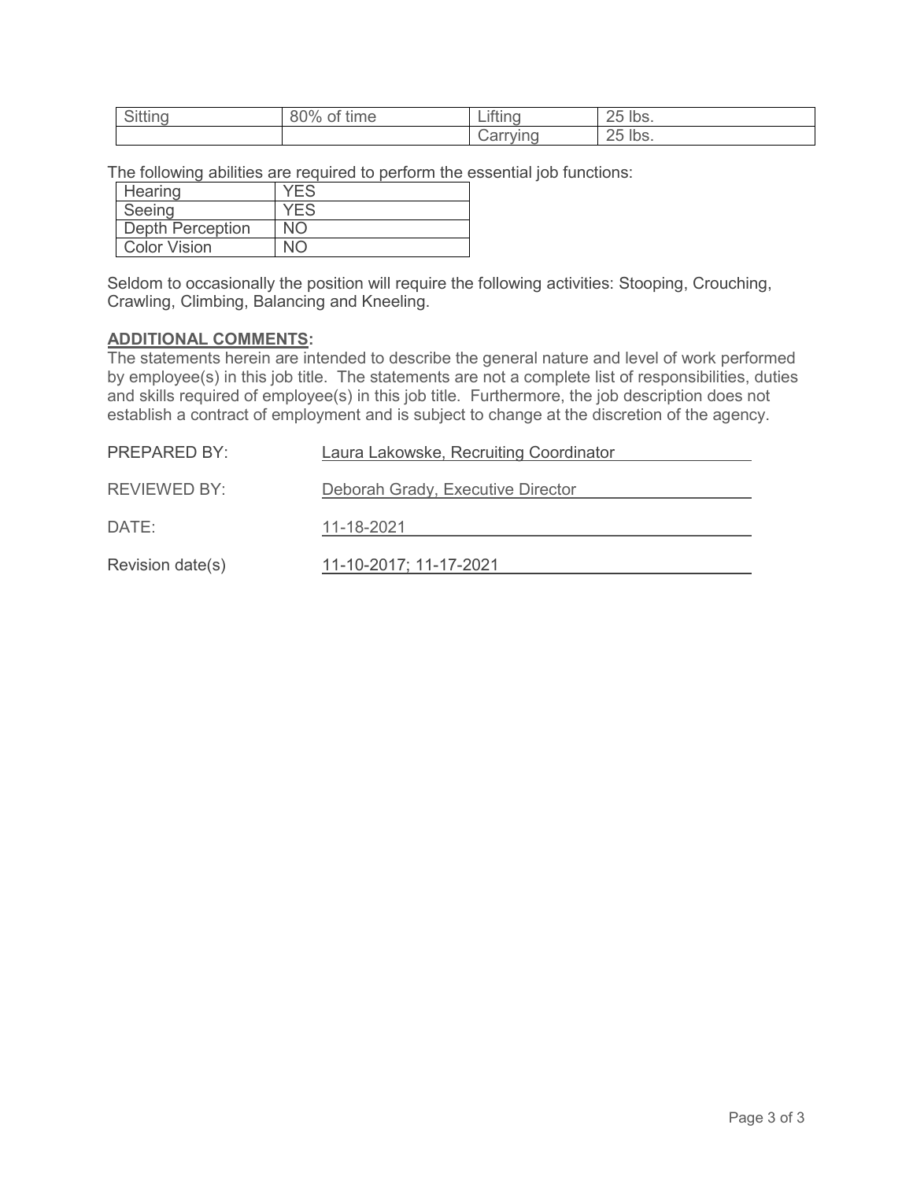| | | | |
|---|---|---|---|
| Sitting | 80% of time | Lifting | 25 lbs. |
| | | Carrying | 25 lbs. |

The following abilities are required to perform the essential job functions:

| | |
|---|---|
| Hearing | YES |
| Seeing | YES |
| Depth Perception | NO |
| Color Vision | NO |

Seldom to occasionally the position will require the following activities: Stooping, Crouching, Crawling, Climbing, Balancing and Kneeling.

**ADDITIONAL COMMENTS:**

The statements herein are intended to describe the general nature and level of work performed by employee(s) in this job title. The statements are not a complete list of responsibilities, duties and skills required of employee(s) in this job title. Furthermore, the job description does not establish a contract of employment and is subject to change at the discretion of the agency.

PREPARED BY: Laura Lakowske, Recruiting Coordinator

REVIEWED BY: Deborah Grady, Executive Director

DATE: 11-18-2021

Revision date(s) 11-10-2017; 11-17-2021